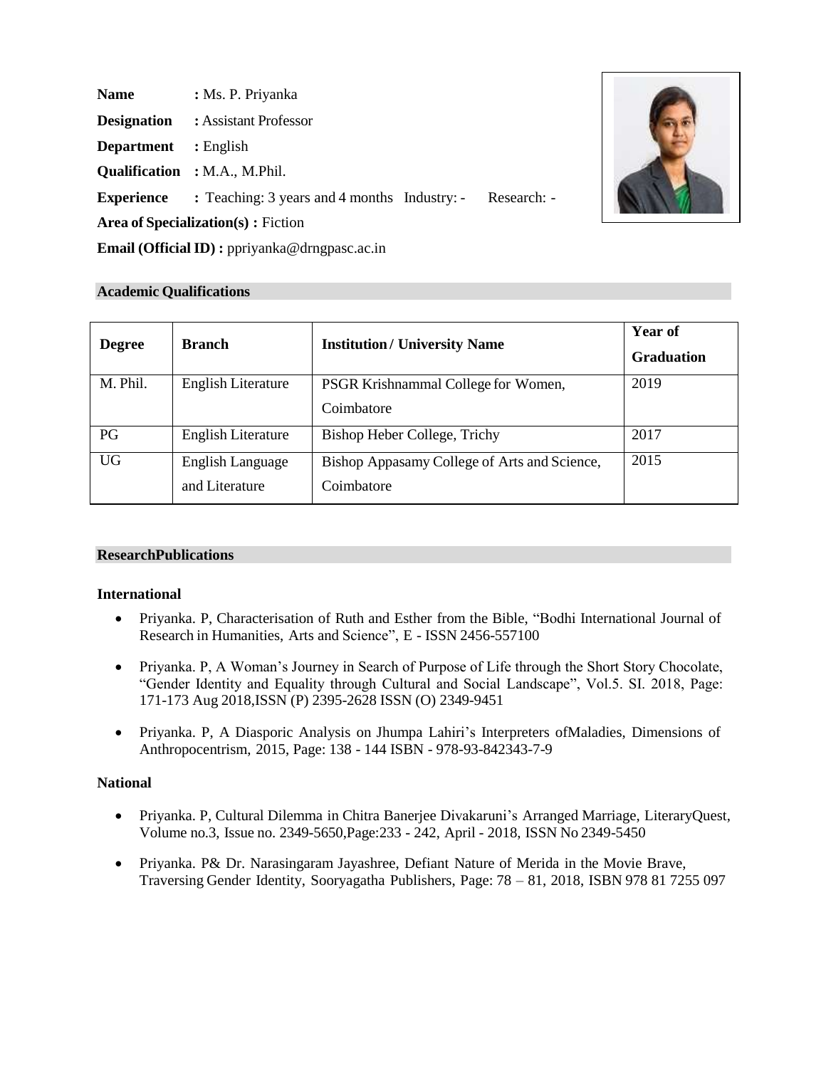**Name** : Ms. P. Priyanka

**Designation** : Assistant Professor

**Department** : English

**Qualification** : M.A., M.Phil.

**Experience** : Teaching: 3 years and 4 months Industry: - Research: -

**Area of Specialization(s) :** Fiction

**Email (Official ID) :** ppriyanka@drngpasc.ac.in

## Academic Qualifications

| Degree | Branch | Institution / University Name | Year of Graduation |
|---|---|---|---|
| M. Phil. | English Literature | PSGR Krishnammal College for Women, Coimbatore | 2019 |
| PG | English Literature | Bishop Heber College, Trichy | 2017 |
| UG | English Language and Literature | Bishop Appasamy College of Arts and Science, Coimbatore | 2015 |

## ResearchPublications

### International

- Priyanka. P, Characterisation of Ruth and Esther from the Bible, "Bodhi International Journal of Research in Humanities, Arts and Science", E - ISSN 2456-557100
- Priyanka. P, A Woman's Journey in Search of Purpose of Life through the Short Story Chocolate, "Gender Identity and Equality through Cultural and Social Landscape", Vol.5. SI. 2018, Page: 171-173 Aug 2018,ISSN (P) 2395-2628 ISSN (O) 2349-9451
- Priyanka. P, A Diasporic Analysis on Jhumpa Lahiri's Interpreters ofMaladies, Dimensions of Anthropocentrism, 2015, Page: 138 - 144 ISBN - 978-93-842343-7-9

### National

- Priyanka. P, Cultural Dilemma in Chitra Banerjee Divakaruni's Arranged Marriage, LiteraryQuest, Volume no.3, Issue no. 2349-5650,Page:233 - 242, April - 2018, ISSN No 2349-5450
- Priyanka. P& Dr. Narasingaram Jayashree, Defiant Nature of Merida in the Movie Brave, Traversing Gender Identity, Sooryagatha Publishers, Page: 78 – 81, 2018, ISBN 978 81 7255 097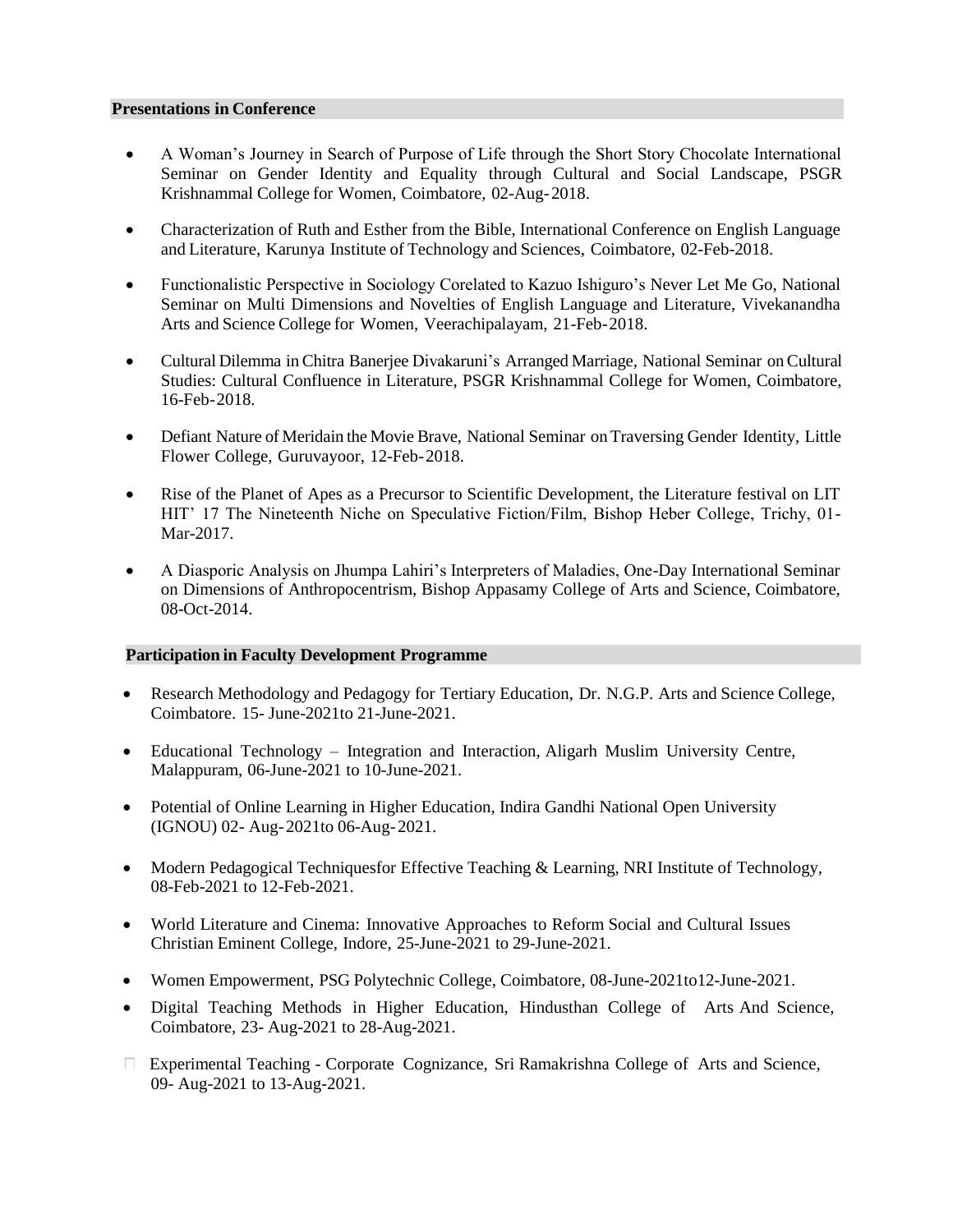## Presentations in Conference

- A Woman's Journey in Search of Purpose of Life through the Short Story Chocolate International Seminar on Gender Identity and Equality through Cultural and Social Landscape, PSGR Krishnammal College for Women, Coimbatore, 02-Aug-2018.
- Characterization of Ruth and Esther from the Bible, International Conference on English Language and Literature, Karunya Institute of Technology and Sciences, Coimbatore, 02-Feb-2018.
- Functionalistic Perspective in Sociology Corelated to Kazuo Ishiguro's Never Let Me Go, National Seminar on Multi Dimensions and Novelties of English Language and Literature, Vivekanandha Arts and Science College for Women, Veerachipalayam, 21-Feb-2018.
- Cultural Dilemma in Chitra Banerjee Divakaruni's Arranged Marriage, National Seminar on Cultural Studies: Cultural Confluence in Literature, PSGR Krishnammal College for Women, Coimbatore, 16-Feb-2018.
- Defiant Nature of Meridain the Movie Brave, National Seminar on Traversing Gender Identity, Little Flower College, Guruvayoor, 12-Feb-2018.
- Rise of the Planet of Apes as a Precursor to Scientific Development, the Literature festival on LIT HIT' 17 The Nineteenth Niche on Speculative Fiction/Film, Bishop Heber College, Trichy, 01-Mar-2017.
- A Diasporic Analysis on Jhumpa Lahiri's Interpreters of Maladies, One-Day International Seminar on Dimensions of Anthropocentrism, Bishop Appasamy College of Arts and Science, Coimbatore, 08-Oct-2014.

## Participation in Faculty Development Programme

- Research Methodology and Pedagogy for Tertiary Education, Dr. N.G.P. Arts and Science College, Coimbatore. 15- June-2021to 21-June-2021.
- Educational Technology – Integration and Interaction, Aligarh Muslim University Centre, Malappuram, 06-June-2021 to 10-June-2021.
- Potential of Online Learning in Higher Education, Indira Gandhi National Open University (IGNOU) 02- Aug-2021to 06-Aug-2021.
- Modern Pedagogical Techniquesfor Effective Teaching & Learning, NRI Institute of Technology, 08-Feb-2021 to 12-Feb-2021.
- World Literature and Cinema: Innovative Approaches to Reform Social and Cultural Issues Christian Eminent College, Indore, 25-June-2021 to 29-June-2021.
- Women Empowerment, PSG Polytechnic College, Coimbatore, 08-June-2021to12-June-2021.
- Digital Teaching Methods in Higher Education, Hindusthan College of Arts And Science, Coimbatore, 23- Aug-2021 to 28-Aug-2021.
- Experimental Teaching - Corporate Cognizance, Sri Ramakrishna College of Arts and Science, 09- Aug-2021 to 13-Aug-2021.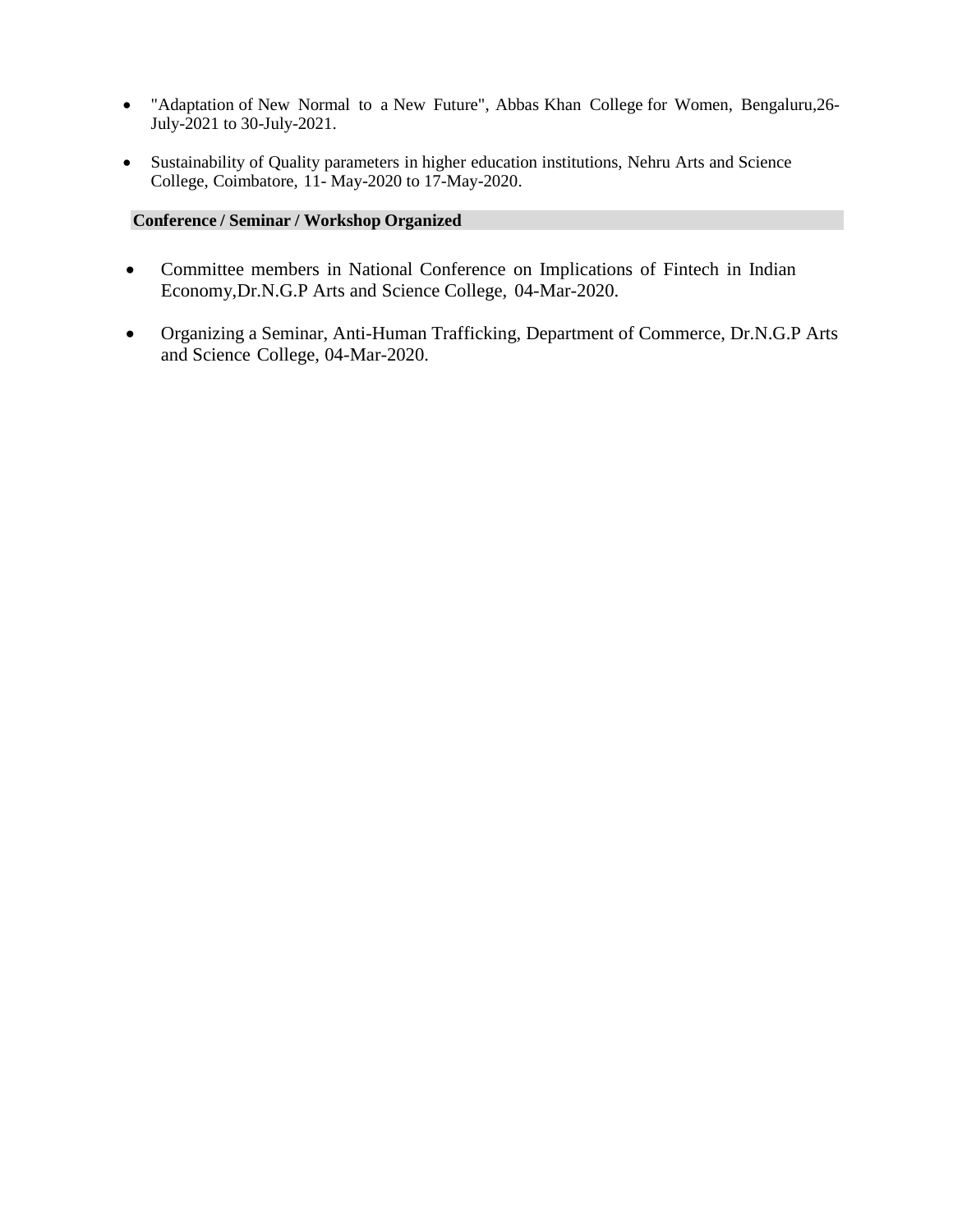- "Adaptation of New Normal to a New Future", Abbas Khan College for Women, Bengaluru,26-July-2021 to 30-July-2021.

- Sustainability of Quality parameters in higher education institutions, Nehru Arts and Science College, Coimbatore, 11- May-2020 to 17-May-2020.

## Conference / Seminar / Workshop Organized

- Committee members in National Conference on Implications of Fintech in Indian Economy,Dr.N.G.P Arts and Science College, 04-Mar-2020.

- Organizing a Seminar, Anti-Human Trafficking, Department of Commerce, Dr.N.G.P Arts and Science College, 04-Mar-2020.